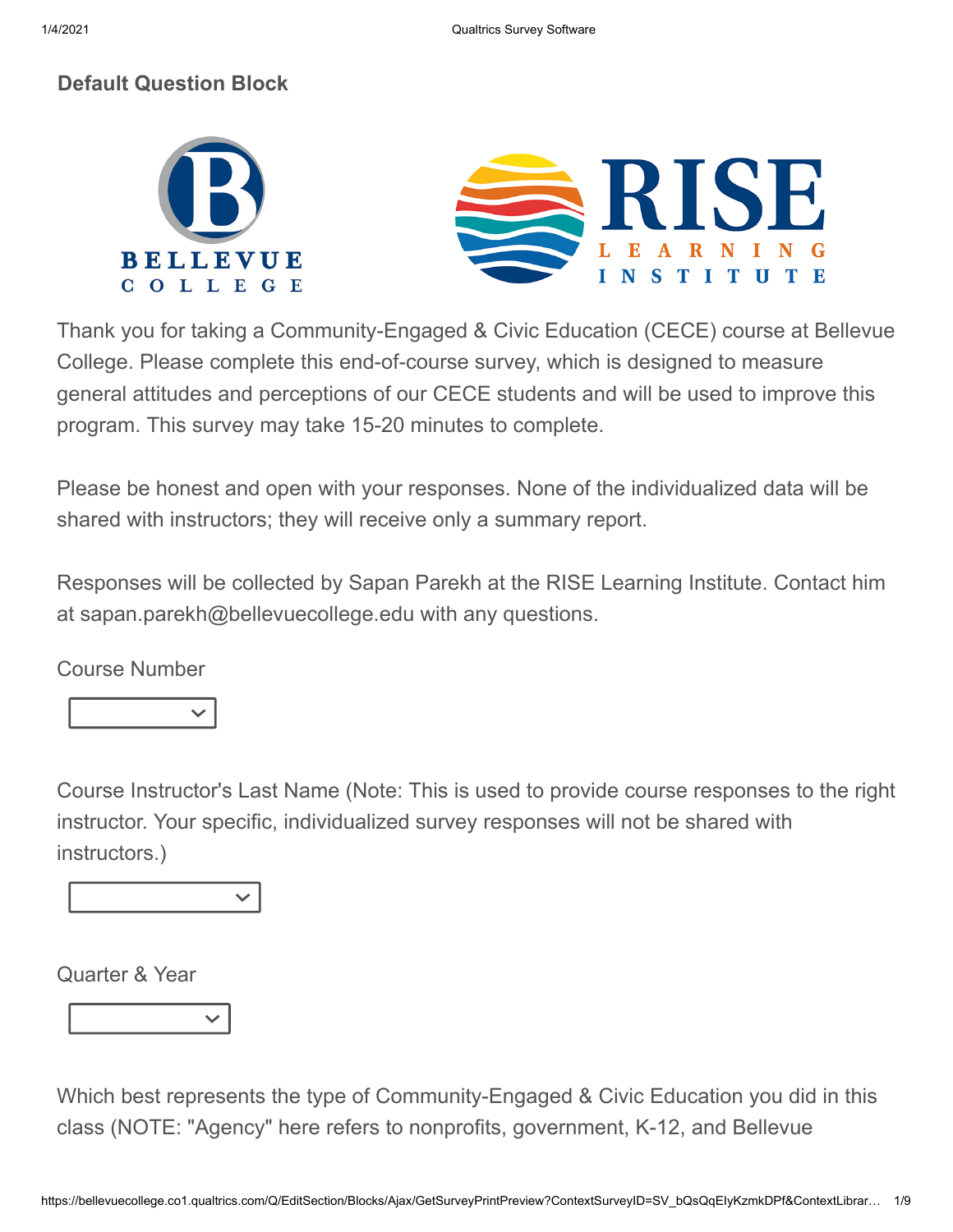## Default Question Block

Thank you for taking a Community-Engaged & Civic Education (CECE) course at Bellevue College. Please complete this end-of-course survey, which is designed to measure general attitudes and perceptions of our CECE students and will be used to improve this program. This survey may take 15-20 minutes to complete.

Please be honest and open with your responses. None of the individualized data will be shared with instructors; they will receive only a summary report.

Responses will be collected by Sapan Parekh at the RISE Learning Institute. Contact him at sapan.parekh@bellevuecollege.edu with any questions.

Course Number

Course Instructor's Last Name (Note: This is used to provide course responses to the right instructor. Your specific, individualized survey responses will not be shared with instructors.)

Quarter & Year

Which best represents the type of Community-Engaged & Civic Education you did in this class (NOTE: "Agency" here refers to nonprofits, government, K-12, and Bellevue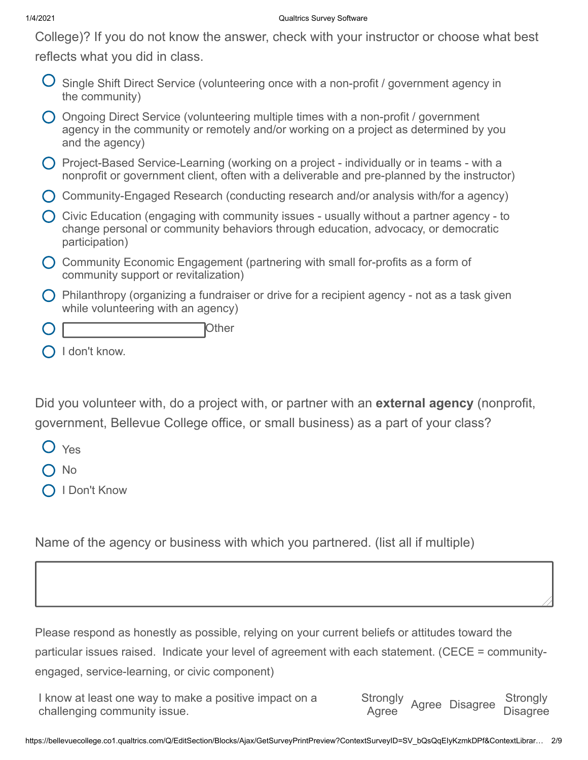College)? If you do not know the answer, check with your instructor or choose what best reflects what you did in class.

- Single Shift Direct Service (volunteering once with a non-profit / government agency in the community)
- Ongoing Direct Service (volunteering multiple times with a non-profit / government agency in the community or remotely and/or working on a project as determined by you and the agency)
- Project-Based Service-Learning (working on a project - individually or in teams - with a nonprofit or government client, often with a deliverable and pre-planned by the instructor)
- Community-Engaged Research (conducting research and/or analysis with/for a agency)
- Civic Education (engaging with community issues - usually without a partner agency - to change personal or community behaviors through education, advocacy, or democratic participation)
- Community Economic Engagement (partnering with small for-profits as a form of community support or revitalization)
- Philanthropy (organizing a fundraiser or drive for a recipient agency - not as a task given while volunteering with an agency)
- ________ Other
- I don't know.

Did you volunteer with, do a project with, or partner with an **external agency** (nonprofit, government, Bellevue College office, or small business) as a part of your class?

- Yes
- No
- I Don't Know

Name of the agency or business with which you partnered. (list all if multiple)

________

Please respond as honestly as possible, relying on your current beliefs or attitudes toward the particular issues raised. Indicate your level of agreement with each statement. (CECE = community-engaged, service-learning, or civic component)

| | Strongly Agree | Agree | Disagree | Strongly Disagree |
|---|---|---|---|---|
| I know at least one way to make a positive impact on a challenging community issue. | | | | |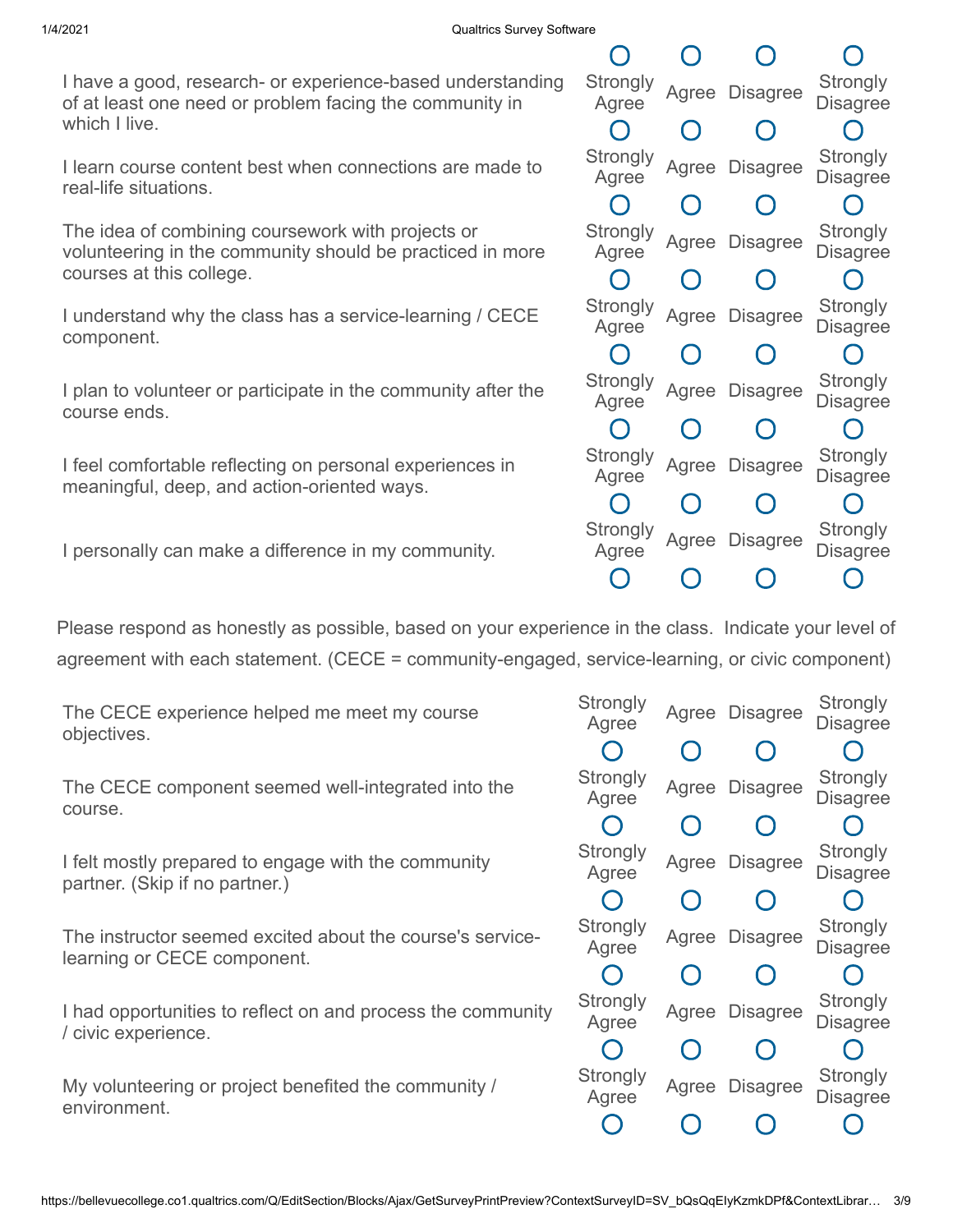| | Strongly Agree | Agree | Disagree | Strongly Disagree |
|---|---|---|---|---|
| I have a good, research- or experience-based understanding of at least one need or problem facing the community in which I live. | O | O | O | O |
| I learn course content best when connections are made to real-life situations. | O | O | O | O |
| The idea of combining coursework with projects or volunteering in the community should be practiced in more courses at this college. | O | O | O | O |
| I understand why the class has a service-learning / CECE component. | O | O | O | O |
| I plan to volunteer or participate in the community after the course ends. | O | O | O | O |
| I feel comfortable reflecting on personal experiences in meaningful, deep, and action-oriented ways. | O | O | O | O |
| I personally can make a difference in my community. | O | O | O | O |

Please respond as honestly as possible, based on your experience in the class. Indicate your level of agreement with each statement. (CECE = community-engaged, service-learning, or civic component)

| | Strongly Agree | Agree | Disagree | Strongly Disagree |
|---|---|---|---|---|
| The CECE experience helped me meet my course objectives. | O | O | O | O |
| The CECE component seemed well-integrated into the course. | O | O | O | O |
| I felt mostly prepared to engage with the community partner. (Skip if no partner.) | O | O | O | O |
| The instructor seemed excited about the course's service-learning or CECE component. | O | O | O | O |
| I had opportunities to reflect on and process the community / civic experience. | O | O | O | O |
| My volunteering or project benefited the community / environment. | O | O | O | O |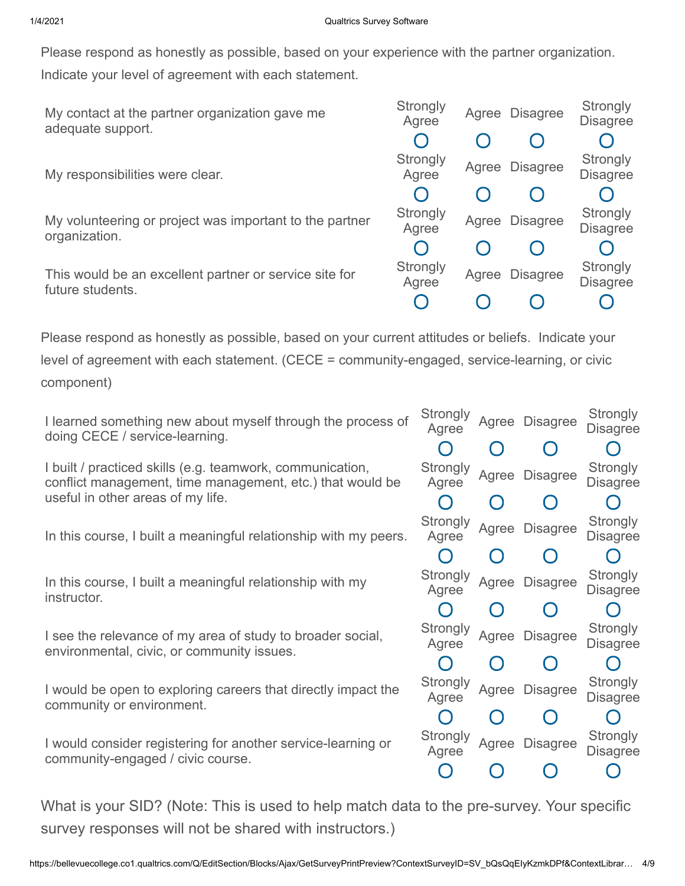Please respond as honestly as possible, based on your experience with the partner organization. Indicate your level of agreement with each statement.

| | Strongly Agree | Agree | Disagree | Strongly Disagree |
|---|---|---|---|---|
| My contact at the partner organization gave me adequate support. | ○ | ○ | ○ | ○ |
| My responsibilities were clear. | ○ | ○ | ○ | ○ |
| My volunteering or project was important to the partner organization. | ○ | ○ | ○ | ○ |
| This would be an excellent partner or service site for future students. | ○ | ○ | ○ | ○ |

Please respond as honestly as possible, based on your current attitudes or beliefs. Indicate your level of agreement with each statement. (CECE = community-engaged, service-learning, or civic component)

| | Strongly Agree | Agree | Disagree | Strongly Disagree |
|---|---|---|---|---|
| I learned something new about myself through the process of doing CECE / service-learning. | ○ | ○ | ○ | ○ |
| I built / practiced skills (e.g. teamwork, communication, conflict management, time management, etc.) that would be useful in other areas of my life. | ○ | ○ | ○ | ○ |
| In this course, I built a meaningful relationship with my peers. | ○ | ○ | ○ | ○ |
| In this course, I built a meaningful relationship with my instructor. | ○ | ○ | ○ | ○ |
| I see the relevance of my area of study to broader social, environmental, civic, or community issues. | ○ | ○ | ○ | ○ |
| I would be open to exploring careers that directly impact the community or environment. | ○ | ○ | ○ | ○ |
| I would consider registering for another service-learning or community-engaged / civic course. | ○ | ○ | ○ | ○ |

What is your SID? (Note: This is used to help match data to the pre-survey. Your specific survey responses will not be shared with instructors.)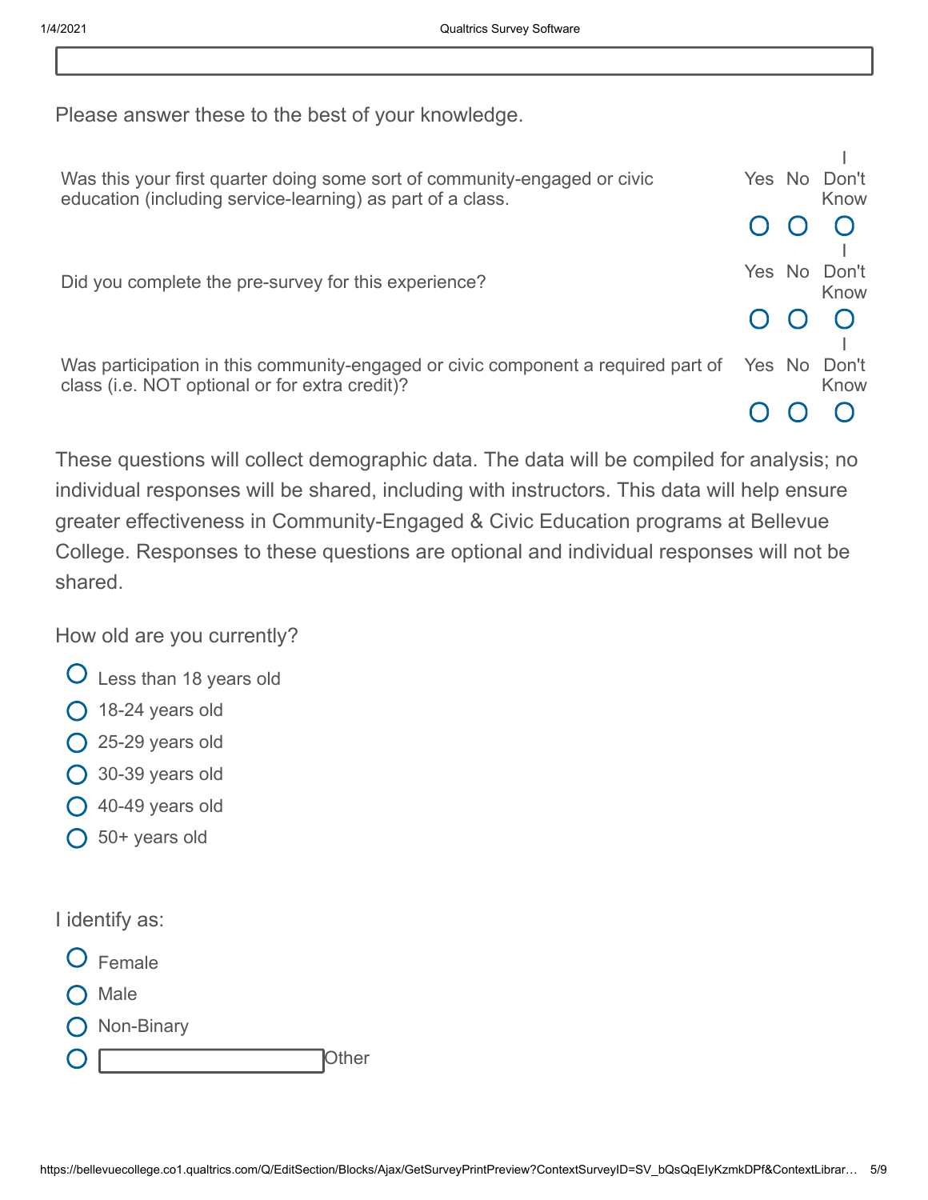Please answer these to the best of your knowledge.

| | Yes | No | I Don't Know |
|---|---|---|---|
| Was this your first quarter doing some sort of community-engaged or civic education (including service-learning) as part of a class. | ○ | ○ | ○ |
| Did you complete the pre-survey for this experience? | ○ | ○ | ○ |
| Was participation in this community-engaged or civic component a required part of class (i.e. NOT optional or for extra credit)? | ○ | ○ | ○ |

These questions will collect demographic data. The data will be compiled for analysis; no individual responses will be shared, including with instructors. This data will help ensure greater effectiveness in Community-Engaged & Civic Education programs at Bellevue College. Responses to these questions are optional and individual responses will not be shared.

How old are you currently?

- ○ Less than 18 years old
- ○ 18-24 years old
- ○ 25-29 years old
- ○ 30-39 years old
- ○ 40-49 years old
- ○ 50+ years old

I identify as:

- ○ Female
- ○ Male
- ○ Non-Binary
- ○ ________ Other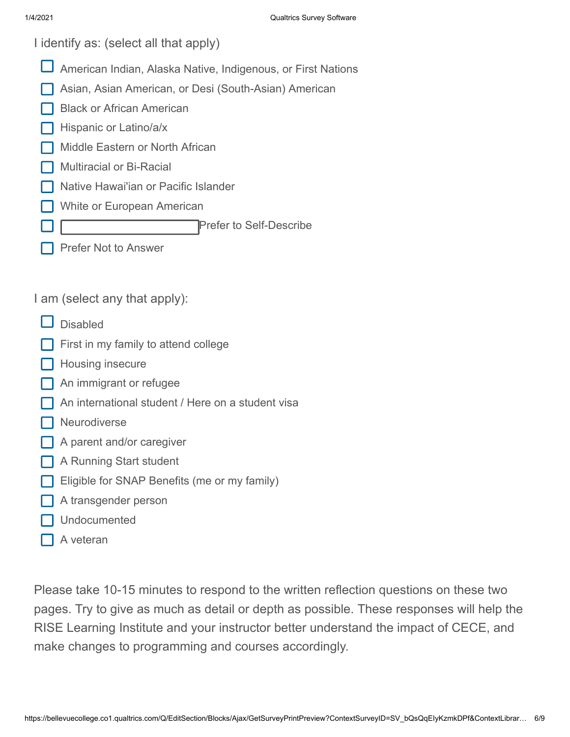I identify as: (select all that apply)

- ☐ American Indian, Alaska Native, Indigenous, or First Nations
- ☐ Asian, Asian American, or Desi (South-Asian) American
- ☐ Black or African American
- ☐ Hispanic or Latino/a/x
- ☐ Middle Eastern or North African
- ☐ Multiracial or Bi-Racial
- ☐ Native Hawai'ian or Pacific Islander
- ☐ White or European American
- ☐ ________________ Prefer to Self-Describe
- ☐ Prefer Not to Answer

I am (select any that apply):

- ☐ Disabled
- ☐ First in my family to attend college
- ☐ Housing insecure
- ☐ An immigrant or refugee
- ☐ An international student / Here on a student visa
- ☐ Neurodiverse
- ☐ A parent and/or caregiver
- ☐ A Running Start student
- ☐ Eligible for SNAP Benefits (me or my family)
- ☐ A transgender person
- ☐ Undocumented
- ☐ A veteran

Please take 10-15 minutes to respond to the written reflection questions on these two pages. Try to give as much as detail or depth as possible. These responses will help the RISE Learning Institute and your instructor better understand the impact of CECE, and make changes to programming and courses accordingly.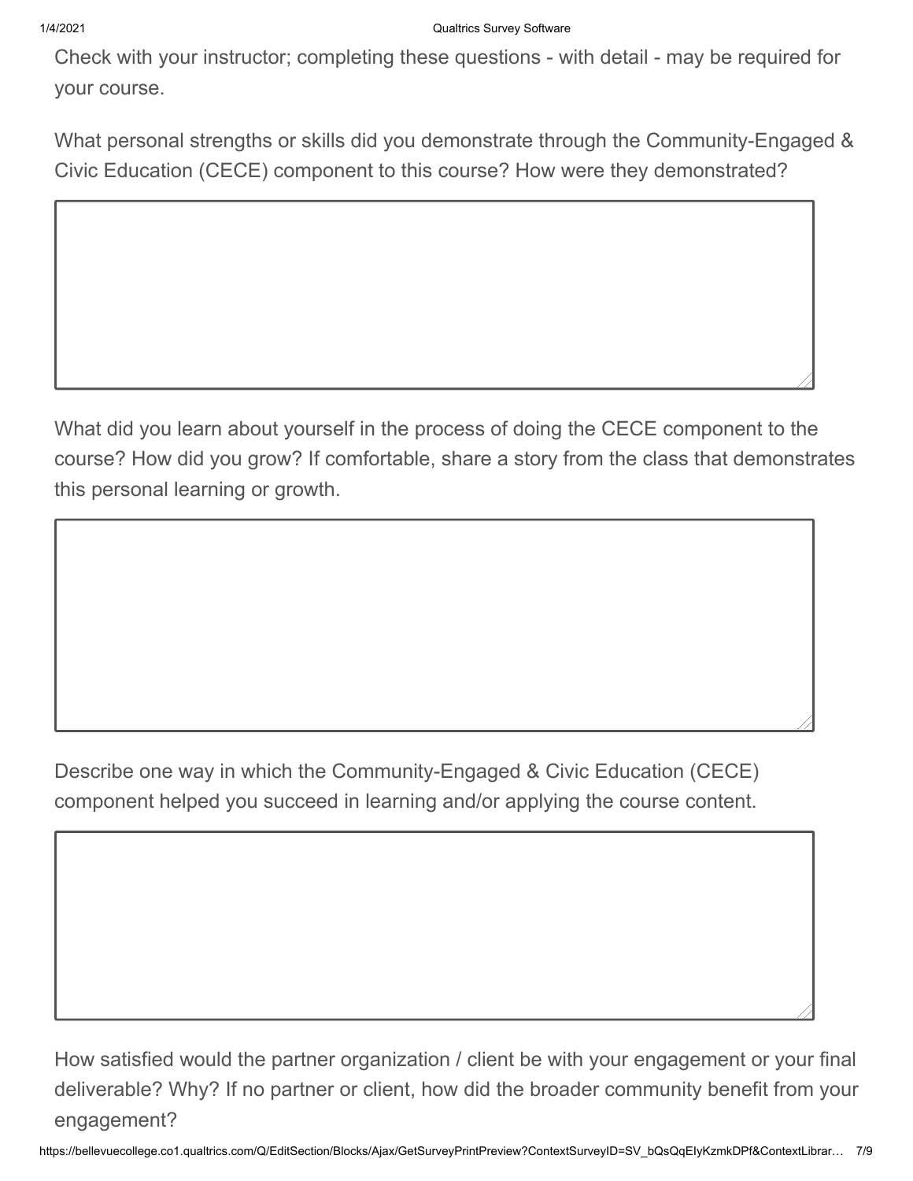Check with your instructor; completing these questions - with detail - may be required for your course.

What personal strengths or skills did you demonstrate through the Community-Engaged & Civic Education (CECE) component to this course? How were they demonstrated?

What did you learn about yourself in the process of doing the CECE component to the course? How did you grow? If comfortable, share a story from the class that demonstrates this personal learning or growth.

Describe one way in which the Community-Engaged & Civic Education (CECE) component helped you succeed in learning and/or applying the course content.

How satisfied would the partner organization / client be with your engagement or your final deliverable? Why? If no partner or client, how did the broader community benefit from your engagement?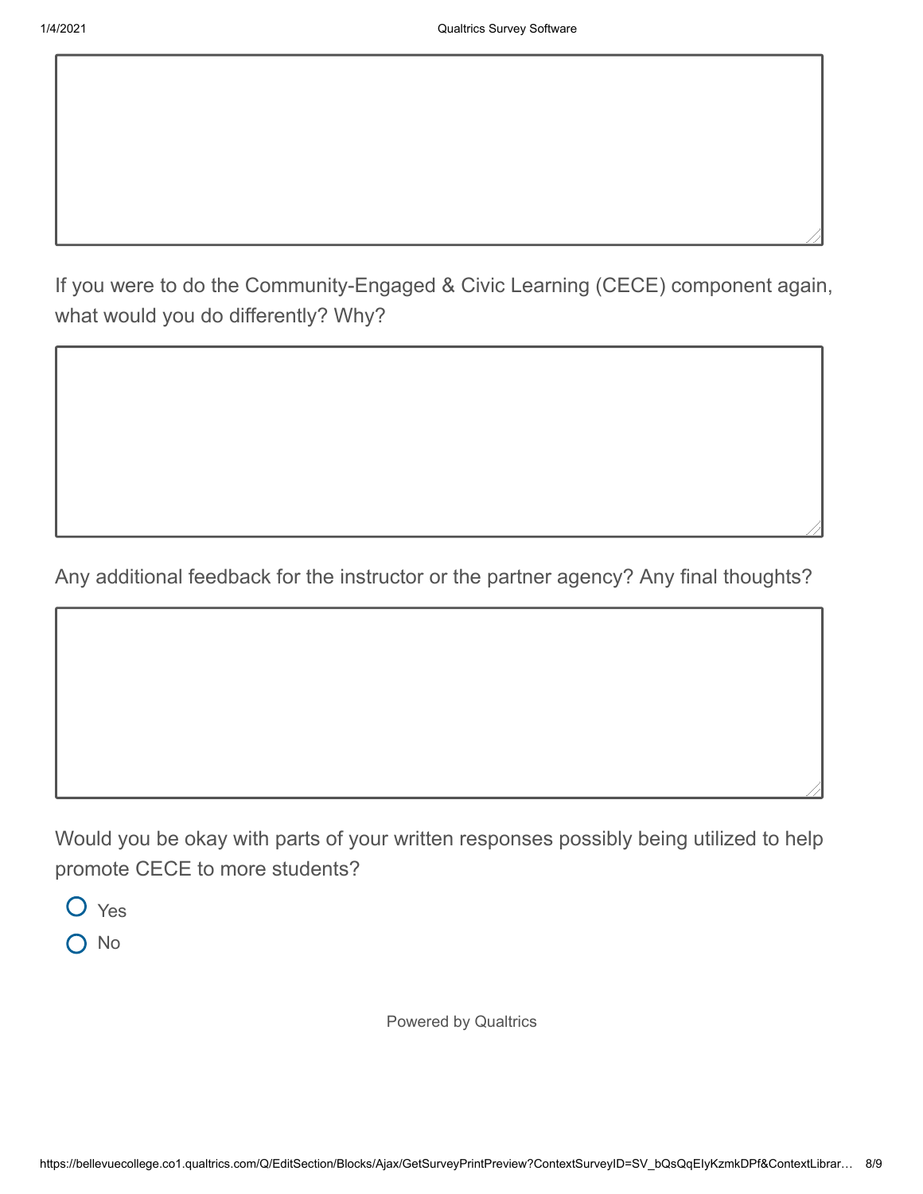If you were to do the Community-Engaged & Civic Learning (CECE) component again, what would you do differently? Why?

Any additional feedback for the instructor or the partner agency? Any final thoughts?

Would you be okay with parts of your written responses possibly being utilized to help promote CECE to more students?

- Yes
- No

Powered by Qualtrics